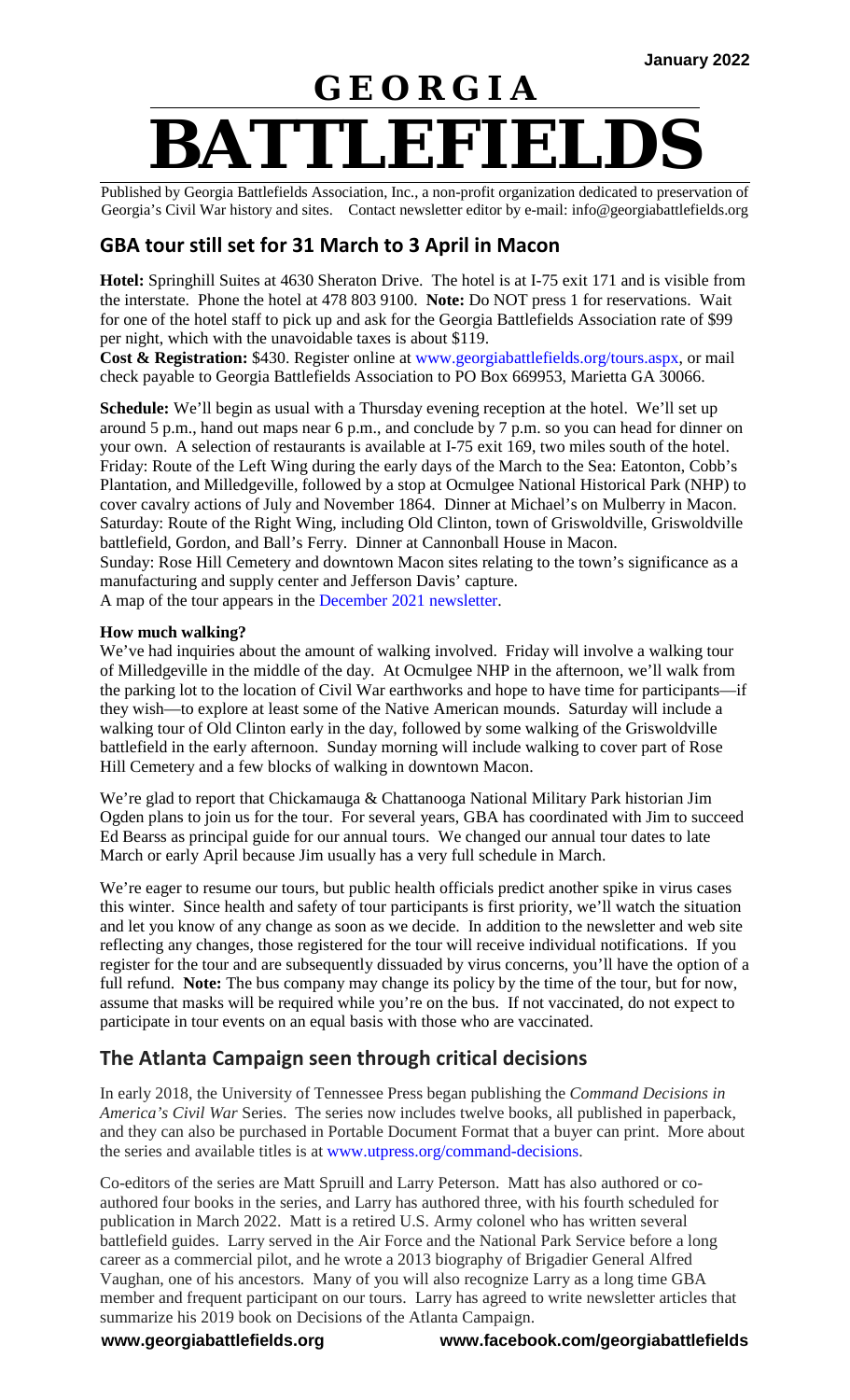January 2022

# GEORGIA BATTLEFIELDS

Published by Georgia Battlefields Association, Inc., a non-profit organization dedicated to preservation of Georgia's Civil War history and sites. Contact newsletter editor by e-mail: info@georgiabattlefields.org

## GBA tour still set for 31 March to 3 April in Macon

**Hotel:** Springhill Suites at 4630 Sheraton Drive. The hotel is at I-75 exit 171 and is visible from the interstate. Phone the hotel at 478 803 9100. **Note:** Do NOT press 1 for reservations. Wait for one of the hotel staff to pick up and ask for the Georgia Battlefields Association rate of $99 per night, which with the unavoidable taxes is about $119.

**Cost & Registration:** $430. Register online at www.georgiabattlefields.org/tours.aspx, or mail check payable to Georgia Battlefields Association to PO Box 669953, Marietta GA 30066.

**Schedule:** We'll begin as usual with a Thursday evening reception at the hotel. We'll set up around 5 p.m., hand out maps near 6 p.m., and conclude by 7 p.m. so you can head for dinner on your own. A selection of restaurants is available at I-75 exit 169, two miles south of the hotel.

Friday: Route of the Left Wing during the early days of the March to the Sea: Eatonton, Cobb's Plantation, and Milledgeville, followed by a stop at Ocmulgee National Historical Park (NHP) to cover cavalry actions of July and November 1864. Dinner at Michael's on Mulberry in Macon.

Saturday: Route of the Right Wing, including Old Clinton, town of Griswoldville, Griswoldville battlefield, Gordon, and Ball's Ferry. Dinner at Cannonball House in Macon.

Sunday: Rose Hill Cemetery and downtown Macon sites relating to the town's significance as a manufacturing and supply center and Jefferson Davis' capture.

A map of the tour appears in the December 2021 newsletter.

**How much walking?**

We've had inquiries about the amount of walking involved. Friday will involve a walking tour of Milledgeville in the middle of the day. At Ocmulgee NHP in the afternoon, we'll walk from the parking lot to the location of Civil War earthworks and hope to have time for participants—if they wish—to explore at least some of the Native American mounds. Saturday will include a walking tour of Old Clinton early in the day, followed by some walking of the Griswoldville battlefield in the early afternoon. Sunday morning will include walking to cover part of Rose Hill Cemetery and a few blocks of walking in downtown Macon.

We're glad to report that Chickamauga & Chattanooga National Military Park historian Jim Ogden plans to join us for the tour. For several years, GBA has coordinated with Jim to succeed Ed Bearss as principal guide for our annual tours. We changed our annual tour dates to late March or early April because Jim usually has a very full schedule in March.

We're eager to resume our tours, but public health officials predict another spike in virus cases this winter. Since health and safety of tour participants is first priority, we'll watch the situation and let you know of any change as soon as we decide. In addition to the newsletter and web site reflecting any changes, those registered for the tour will receive individual notifications. If you register for the tour and are subsequently dissuaded by virus concerns, you'll have the option of a full refund. **Note:** The bus company may change its policy by the time of the tour, but for now, assume that masks will be required while you're on the bus. If not vaccinated, do not expect to participate in tour events on an equal basis with those who are vaccinated.

## The Atlanta Campaign seen through critical decisions

In early 2018, the University of Tennessee Press began publishing the *Command Decisions in America's Civil War* Series. The series now includes twelve books, all published in paperback, and they can also be purchased in Portable Document Format that a buyer can print. More about the series and available titles is at www.utpress.org/command-decisions.

Co-editors of the series are Matt Spruill and Larry Peterson. Matt has also authored or co-authored four books in the series, and Larry has authored three, with his fourth scheduled for publication in March 2022. Matt is a retired U.S. Army colonel who has written several battlefield guides. Larry served in the Air Force and the National Park Service before a long career as a commercial pilot, and he wrote a 2013 biography of Brigadier General Alfred Vaughan, one of his ancestors. Many of you will also recognize Larry as a long time GBA member and frequent participant on our tours. Larry has agreed to write newsletter articles that summarize his 2019 book on Decisions of the Atlanta Campaign.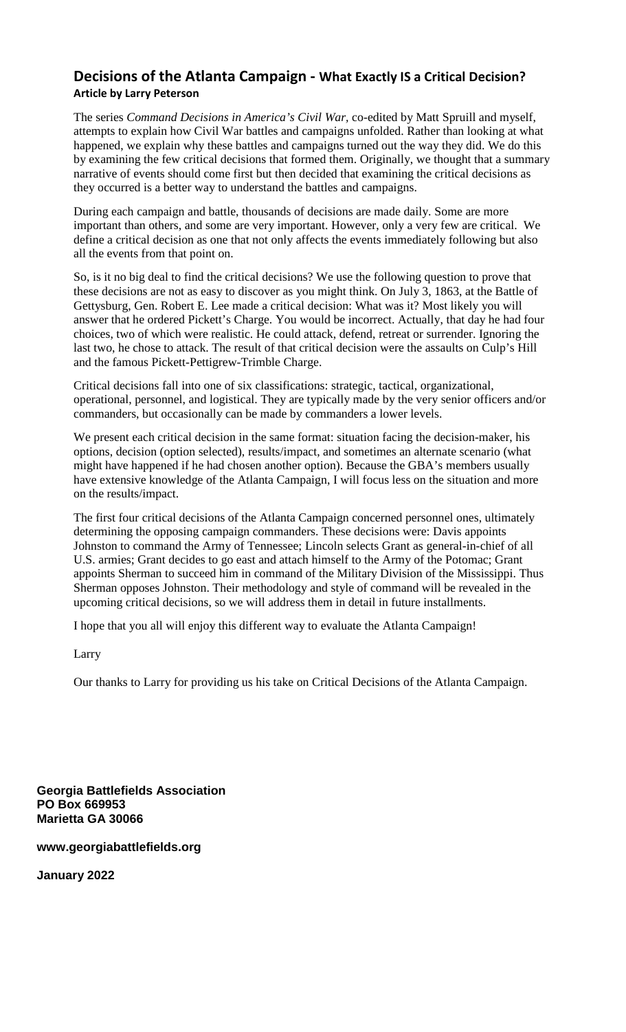## Decisions of the Atlanta Campaign - What Exactly IS a Critical Decision?

**Article by Larry Peterson**

The series *Command Decisions in America's Civil War*, co-edited by Matt Spruill and myself, attempts to explain how Civil War battles and campaigns unfolded. Rather than looking at what happened, we explain why these battles and campaigns turned out the way they did. We do this by examining the few critical decisions that formed them. Originally, we thought that a summary narrative of events should come first but then decided that examining the critical decisions as they occurred is a better way to understand the battles and campaigns.

During each campaign and battle, thousands of decisions are made daily. Some are more important than others, and some are very important. However, only a very few are critical. We define a critical decision as one that not only affects the events immediately following but also all the events from that point on.

So, is it no big deal to find the critical decisions? We use the following question to prove that these decisions are not as easy to discover as you might think. On July 3, 1863, at the Battle of Gettysburg, Gen. Robert E. Lee made a critical decision: What was it? Most likely you will answer that he ordered Pickett's Charge. You would be incorrect. Actually, that day he had four choices, two of which were realistic. He could attack, defend, retreat or surrender. Ignoring the last two, he chose to attack. The result of that critical decision were the assaults on Culp's Hill and the famous Pickett-Pettigrew-Trimble Charge.

Critical decisions fall into one of six classifications: strategic, tactical, organizational, operational, personnel, and logistical. They are typically made by the very senior officers and/or commanders, but occasionally can be made by commanders a lower levels.

We present each critical decision in the same format: situation facing the decision-maker, his options, decision (option selected), results/impact, and sometimes an alternate scenario (what might have happened if he had chosen another option). Because the GBA's members usually have extensive knowledge of the Atlanta Campaign, I will focus less on the situation and more on the results/impact.

The first four critical decisions of the Atlanta Campaign concerned personnel ones, ultimately determining the opposing campaign commanders. These decisions were: Davis appoints Johnston to command the Army of Tennessee; Lincoln selects Grant as general-in-chief of all U.S. armies; Grant decides to go east and attach himself to the Army of the Potomac; Grant appoints Sherman to succeed him in command of the Military Division of the Mississippi. Thus Sherman opposes Johnston. Their methodology and style of command will be revealed in the upcoming critical decisions, so we will address them in detail in future installments.

I hope that you all will enjoy this different way to evaluate the Atlanta Campaign!

Larry

Our thanks to Larry for providing us his take on Critical Decisions of the Atlanta Campaign.

**Georgia Battlefields Association**
**PO Box 669953**
**Marietta GA 30066**

**www.georgiabattlefields.org**

**January 2022**